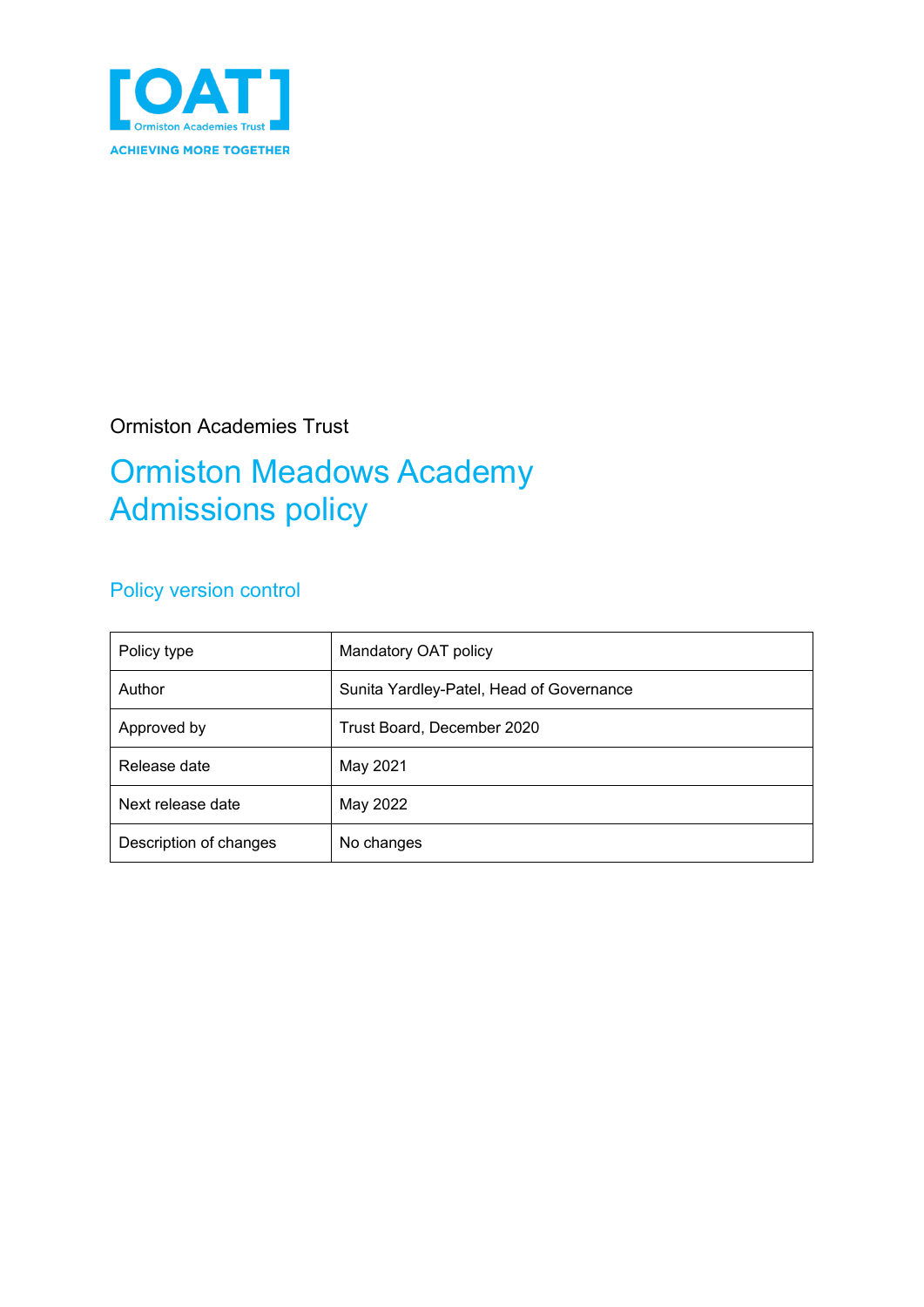[OAT]
Ormiston Academies Trust
ACHIEVING MORE TOGETHER

Ormiston Academies Trust

# Ormiston Meadows Academy Admissions policy

## Policy version control

| Policy type | Mandatory OAT policy |
|---|---|
| Author | Sunita Yardley-Patel, Head of Governance |
| Approved by | Trust Board, December 2020 |
| Release date | May 2021 |
| Next release date | May 2022 |
| Description of changes | No changes |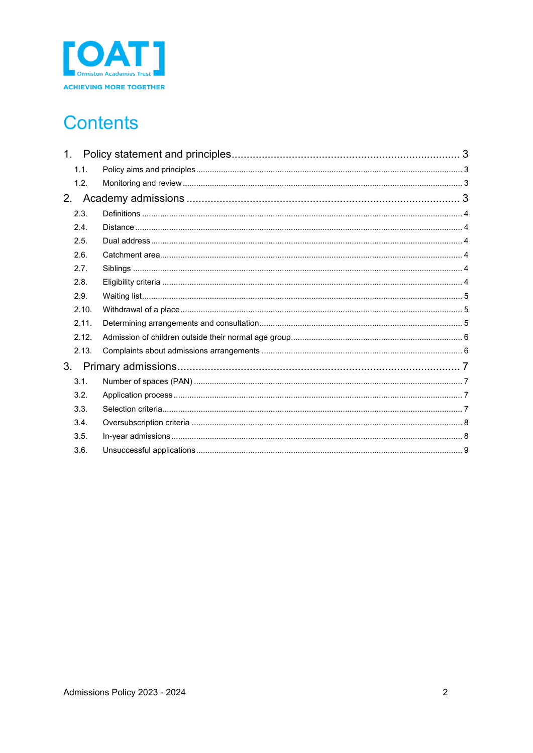# Contents

1. Policy statement and principles ........................................................................... 3
   - 1.1. Policy aims and principles ........................................................................... 3
   - 1.2. Monitoring and review ........................................................................... 3
2. Academy admissions ........................................................................... 3
   - 2.3. Definitions ........................................................................... 4
   - 2.4. Distance ........................................................................... 4
   - 2.5. Dual address ........................................................................... 4
   - 2.6. Catchment area ........................................................................... 4
   - 2.7. Siblings ........................................................................... 4
   - 2.8. Eligibility criteria ........................................................................... 4
   - 2.9. Waiting list ........................................................................... 5
   - 2.10. Withdrawal of a place ........................................................................... 5
   - 2.11. Determining arrangements and consultation ........................................................................... 5
   - 2.12. Admission of children outside their normal age group ........................................................................... 6
   - 2.13. Complaints about admissions arrangements ........................................................................... 6
3. Primary admissions ........................................................................... 7
   - 3.1. Number of spaces (PAN) ........................................................................... 7
   - 3.2. Application process ........................................................................... 7
   - 3.3. Selection criteria ........................................................................... 7
   - 3.4. Oversubscription criteria ........................................................................... 8
   - 3.5. In-year admissions ........................................................................... 8
   - 3.6. Unsuccessful applications ........................................................................... 9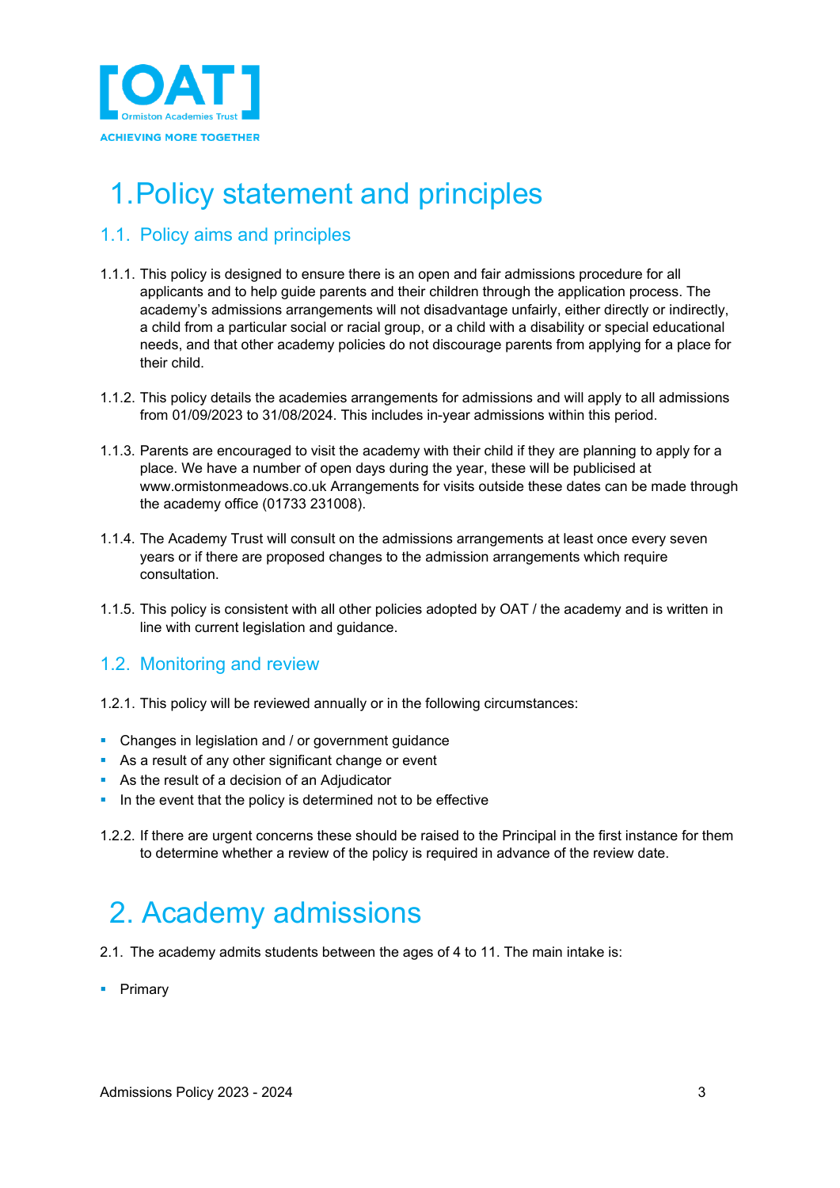# 1. Policy statement and principles

## 1.1. Policy aims and principles

1.1.1. This policy is designed to ensure there is an open and fair admissions procedure for all applicants and to help guide parents and their children through the application process. The academy's admissions arrangements will not disadvantage unfairly, either directly or indirectly, a child from a particular social or racial group, or a child with a disability or special educational needs, and that other academy policies do not discourage parents from applying for a place for their child.

1.1.2. This policy details the academies arrangements for admissions and will apply to all admissions from 01/09/2023 to 31/08/2024. This includes in-year admissions within this period.

1.1.3. Parents are encouraged to visit the academy with their child if they are planning to apply for a place. We have a number of open days during the year, these will be publicised at www.ormistonmeadows.co.uk Arrangements for visits outside these dates can be made through the academy office (01733 231008).

1.1.4. The Academy Trust will consult on the admissions arrangements at least once every seven years or if there are proposed changes to the admission arrangements which require consultation.

1.1.5. This policy is consistent with all other policies adopted by OAT / the academy and is written in line with current legislation and guidance.

## 1.2. Monitoring and review

1.2.1. This policy will be reviewed annually or in the following circumstances:

- Changes in legislation and / or government guidance
- As a result of any other significant change or event
- As the result of a decision of an Adjudicator
- In the event that the policy is determined not to be effective

1.2.2. If there are urgent concerns these should be raised to the Principal in the first instance for them to determine whether a review of the policy is required in advance of the review date.

# 2. Academy admissions

2.1. The academy admits students between the ages of 4 to 11. The main intake is:

- Primary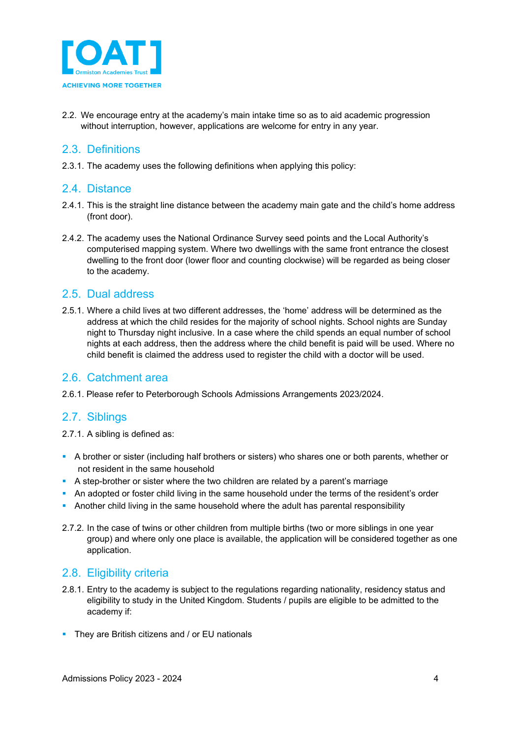2.2. We encourage entry at the academy's main intake time so as to aid academic progression without interruption, however, applications are welcome for entry in any year.

## 2.3. Definitions

2.3.1. The academy uses the following definitions when applying this policy:

## 2.4. Distance

2.4.1. This is the straight line distance between the academy main gate and the child's home address (front door).

2.4.2. The academy uses the National Ordinance Survey seed points and the Local Authority's computerised mapping system. Where two dwellings with the same front entrance the closest dwelling to the front door (lower floor and counting clockwise) will be regarded as being closer to the academy.

## 2.5. Dual address

2.5.1. Where a child lives at two different addresses, the 'home' address will be determined as the address at which the child resides for the majority of school nights. School nights are Sunday night to Thursday night inclusive. In a case where the child spends an equal number of school nights at each address, then the address where the child benefit is paid will be used. Where no child benefit is claimed the address used to register the child with a doctor will be used.

## 2.6. Catchment area

2.6.1. Please refer to Peterborough Schools Admissions Arrangements 2023/2024.

## 2.7. Siblings

2.7.1. A sibling is defined as:

- A brother or sister (including half brothers or sisters) who shares one or both parents, whether or not resident in the same household
- A step-brother or sister where the two children are related by a parent's marriage
- An adopted or foster child living in the same household under the terms of the resident's order
- Another child living in the same household where the adult has parental responsibility

2.7.2. In the case of twins or other children from multiple births (two or more siblings in one year group) and where only one place is available, the application will be considered together as one application.

## 2.8. Eligibility criteria

2.8.1. Entry to the academy is subject to the regulations regarding nationality, residency status and eligibility to study in the United Kingdom. Students / pupils are eligible to be admitted to the academy if:

- They are British citizens and / or EU nationals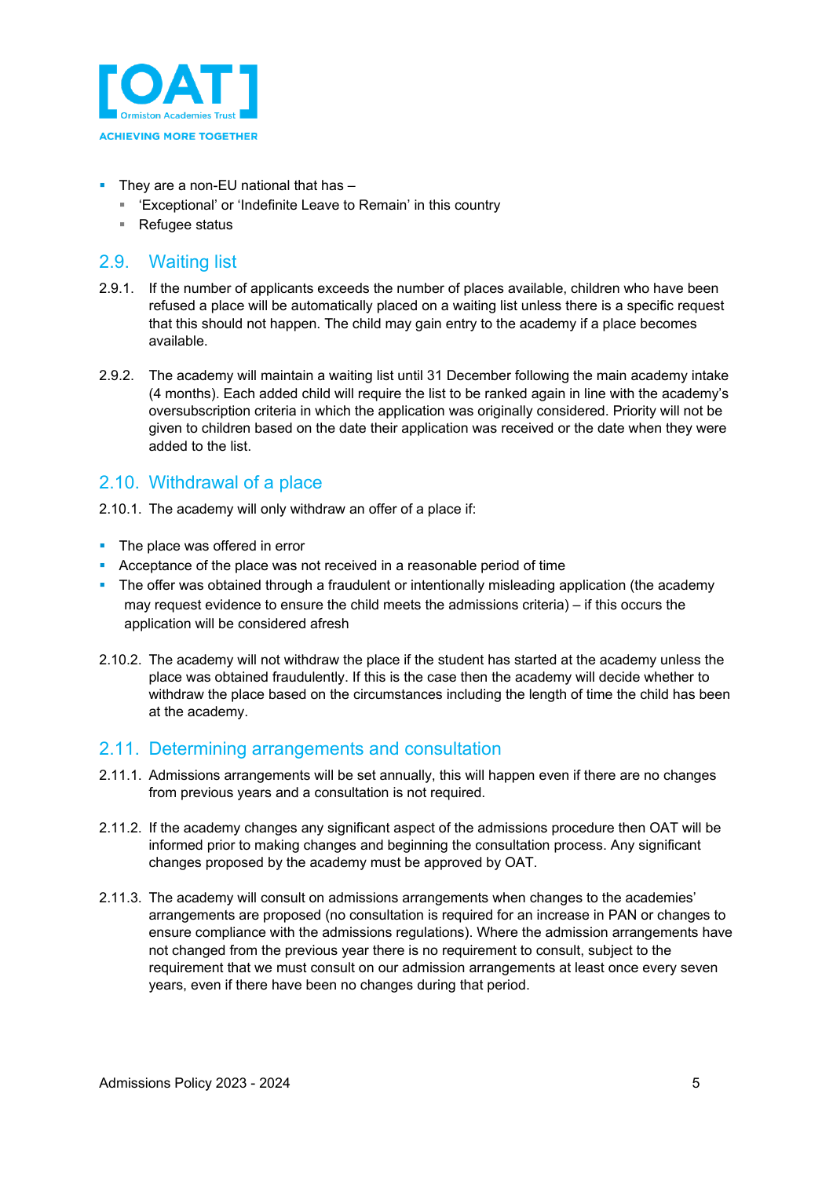- They are a non-EU national that has –
  - 'Exceptional' or 'Indefinite Leave to Remain' in this country
  - Refugee status

## 2.9. Waiting list

2.9.1. If the number of applicants exceeds the number of places available, children who have been refused a place will be automatically placed on a waiting list unless there is a specific request that this should not happen. The child may gain entry to the academy if a place becomes available.

2.9.2. The academy will maintain a waiting list until 31 December following the main academy intake (4 months). Each added child will require the list to be ranked again in line with the academy's oversubscription criteria in which the application was originally considered. Priority will not be given to children based on the date their application was received or the date when they were added to the list.

## 2.10. Withdrawal of a place

2.10.1. The academy will only withdraw an offer of a place if:

- The place was offered in error
- Acceptance of the place was not received in a reasonable period of time
- The offer was obtained through a fraudulent or intentionally misleading application (the academy may request evidence to ensure the child meets the admissions criteria) – if this occurs the application will be considered afresh

2.10.2. The academy will not withdraw the place if the student has started at the academy unless the place was obtained fraudulently. If this is the case then the academy will decide whether to withdraw the place based on the circumstances including the length of time the child has been at the academy.

## 2.11. Determining arrangements and consultation

2.11.1. Admissions arrangements will be set annually, this will happen even if there are no changes from previous years and a consultation is not required.

2.11.2. If the academy changes any significant aspect of the admissions procedure then OAT will be informed prior to making changes and beginning the consultation process. Any significant changes proposed by the academy must be approved by OAT.

2.11.3. The academy will consult on admissions arrangements when changes to the academies' arrangements are proposed (no consultation is required for an increase in PAN or changes to ensure compliance with the admissions regulations). Where the admission arrangements have not changed from the previous year there is no requirement to consult, subject to the requirement that we must consult on our admission arrangements at least once every seven years, even if there have been no changes during that period.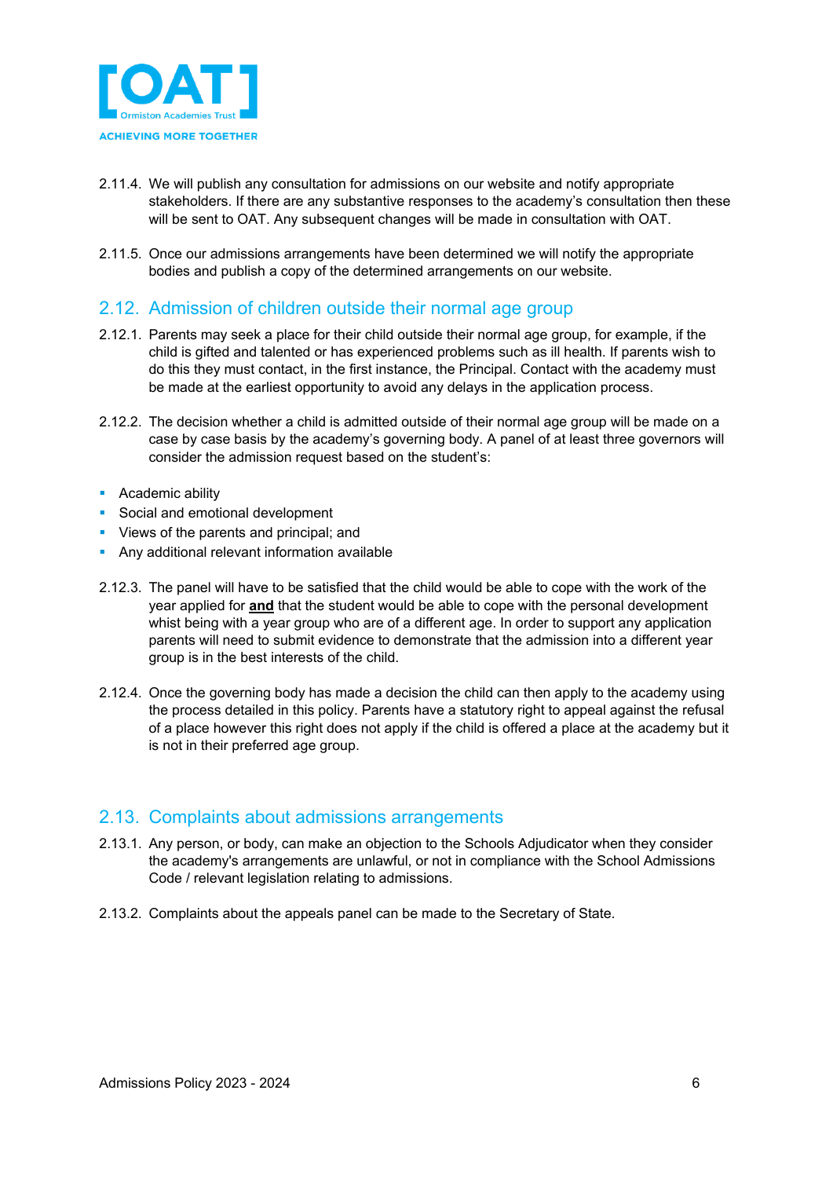2.11.4. We will publish any consultation for admissions on our website and notify appropriate stakeholders. If there are any substantive responses to the academy's consultation then these will be sent to OAT. Any subsequent changes will be made in consultation with OAT.

2.11.5. Once our admissions arrangements have been determined we will notify the appropriate bodies and publish a copy of the determined arrangements on our website.

## 2.12. Admission of children outside their normal age group

2.12.1. Parents may seek a place for their child outside their normal age group, for example, if the child is gifted and talented or has experienced problems such as ill health. If parents wish to do this they must contact, in the first instance, the Principal. Contact with the academy must be made at the earliest opportunity to avoid any delays in the application process.

2.12.2. The decision whether a child is admitted outside of their normal age group will be made on a case by case basis by the academy's governing body. A panel of at least three governors will consider the admission request based on the student's:

- Academic ability
- Social and emotional development
- Views of the parents and principal; and
- Any additional relevant information available

2.12.3. The panel will have to be satisfied that the child would be able to cope with the work of the year applied for **and** that the student would be able to cope with the personal development whist being with a year group who are of a different age. In order to support any application parents will need to submit evidence to demonstrate that the admission into a different year group is in the best interests of the child.

2.12.4. Once the governing body has made a decision the child can then apply to the academy using the process detailed in this policy. Parents have a statutory right to appeal against the refusal of a place however this right does not apply if the child is offered a place at the academy but it is not in their preferred age group.

## 2.13. Complaints about admissions arrangements

2.13.1. Any person, or body, can make an objection to the Schools Adjudicator when they consider the academy's arrangements are unlawful, or not in compliance with the School Admissions Code / relevant legislation relating to admissions.

2.13.2. Complaints about the appeals panel can be made to the Secretary of State.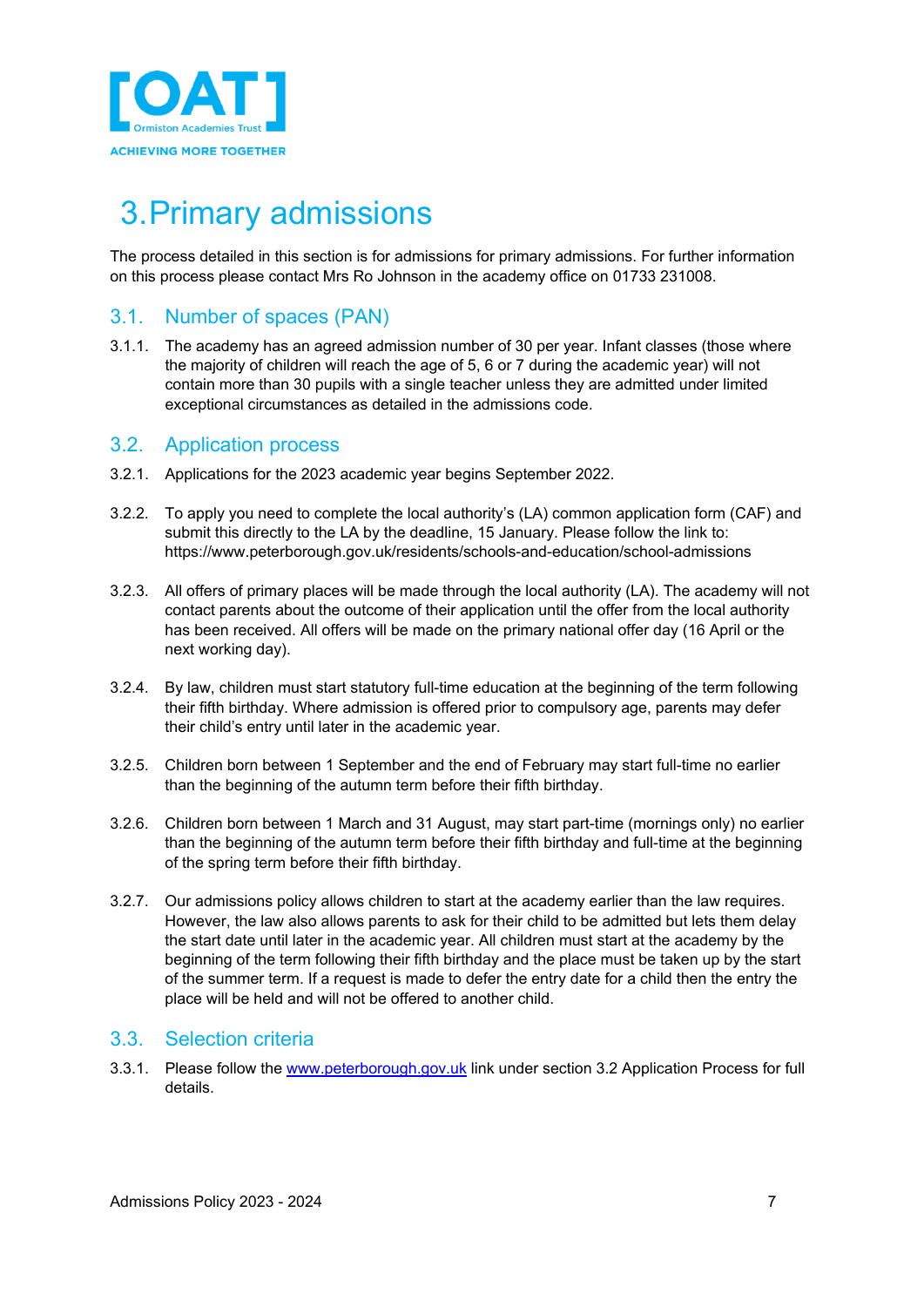# 3. Primary admissions

The process detailed in this section is for admissions for primary admissions. For further information on this process please contact Mrs Ro Johnson in the academy office on 01733 231008.

## 3.1. Number of spaces (PAN)

3.1.1. The academy has an agreed admission number of 30 per year. Infant classes (those where the majority of children will reach the age of 5, 6 or 7 during the academic year) will not contain more than 30 pupils with a single teacher unless they are admitted under limited exceptional circumstances as detailed in the admissions code.

## 3.2. Application process

3.2.1. Applications for the 2023 academic year begins September 2022.

3.2.2. To apply you need to complete the local authority's (LA) common application form (CAF) and submit this directly to the LA by the deadline, 15 January. Please follow the link to: https://www.peterborough.gov.uk/residents/schools-and-education/school-admissions

3.2.3. All offers of primary places will be made through the local authority (LA). The academy will not contact parents about the outcome of their application until the offer from the local authority has been received. All offers will be made on the primary national offer day (16 April or the next working day).

3.2.4. By law, children must start statutory full-time education at the beginning of the term following their fifth birthday. Where admission is offered prior to compulsory age, parents may defer their child's entry until later in the academic year.

3.2.5. Children born between 1 September and the end of February may start full-time no earlier than the beginning of the autumn term before their fifth birthday.

3.2.6. Children born between 1 March and 31 August, may start part-time (mornings only) no earlier than the beginning of the autumn term before their fifth birthday and full-time at the beginning of the spring term before their fifth birthday.

3.2.7. Our admissions policy allows children to start at the academy earlier than the law requires. However, the law also allows parents to ask for their child to be admitted but lets them delay the start date until later in the academic year. All children must start at the academy by the beginning of the term following their fifth birthday and the place must be taken up by the start of the summer term. If a request is made to defer the entry date for a child then the entry the place will be held and will not be offered to another child.

## 3.3. Selection criteria

3.3.1. Please follow the [www.peterborough.gov.uk](www.peterborough.gov.uk) link under section 3.2 Application Process for full details.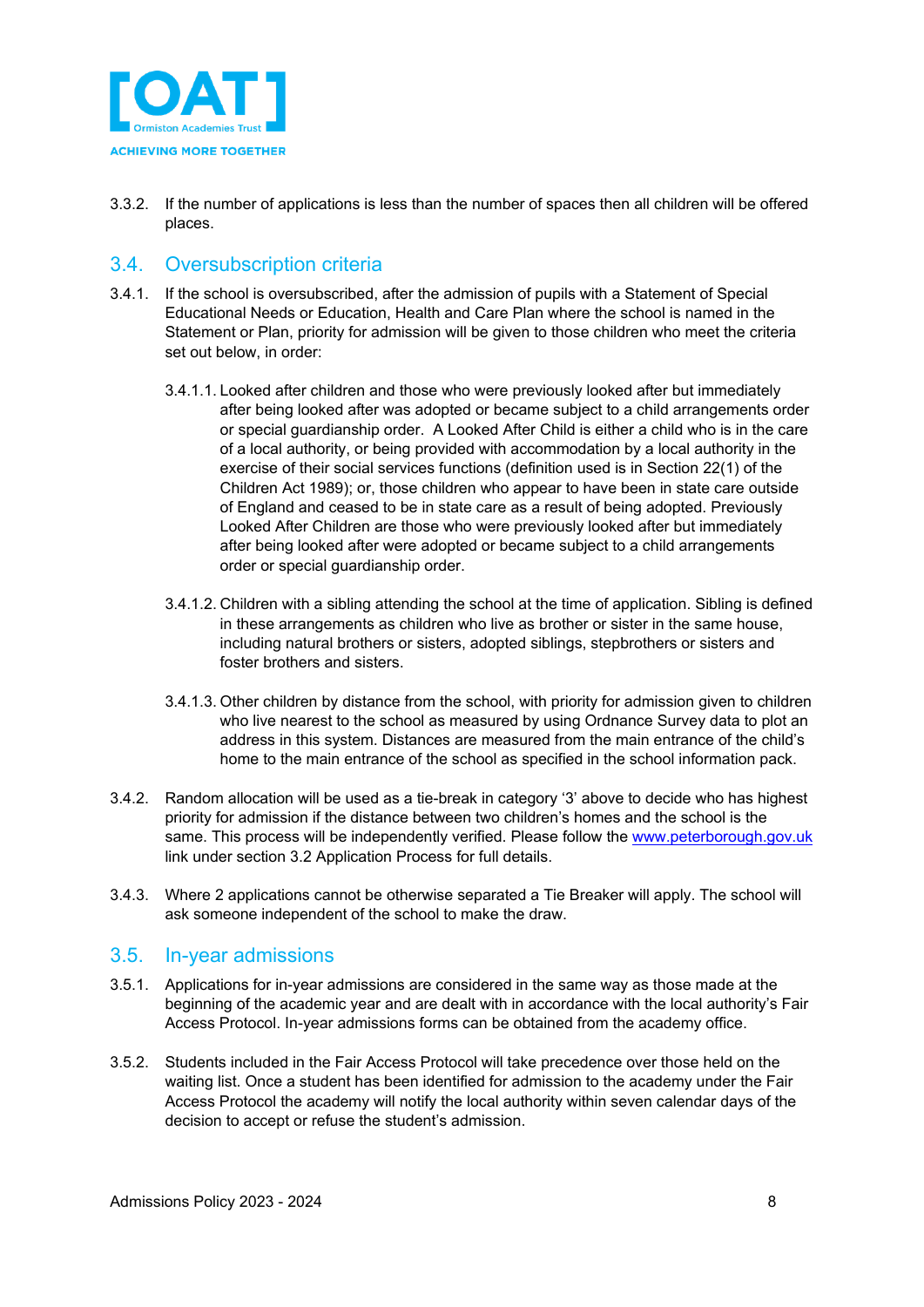3.3.2. If the number of applications is less than the number of spaces then all children will be offered places.

## 3.4. Oversubscription criteria

3.4.1. If the school is oversubscribed, after the admission of pupils with a Statement of Special Educational Needs or Education, Health and Care Plan where the school is named in the Statement or Plan, priority for admission will be given to those children who meet the criteria set out below, in order:

3.4.1.1. Looked after children and those who were previously looked after but immediately after being looked after was adopted or became subject to a child arrangements order or special guardianship order. A Looked After Child is either a child who is in the care of a local authority, or being provided with accommodation by a local authority in the exercise of their social services functions (definition used is in Section 22(1) of the Children Act 1989); or, those children who appear to have been in state care outside of England and ceased to be in state care as a result of being adopted. Previously Looked After Children are those who were previously looked after but immediately after being looked after were adopted or became subject to a child arrangements order or special guardianship order.

3.4.1.2. Children with a sibling attending the school at the time of application. Sibling is defined in these arrangements as children who live as brother or sister in the same house, including natural brothers or sisters, adopted siblings, stepbrothers or sisters and foster brothers and sisters.

3.4.1.3. Other children by distance from the school, with priority for admission given to children who live nearest to the school as measured by using Ordnance Survey data to plot an address in this system. Distances are measured from the main entrance of the child's home to the main entrance of the school as specified in the school information pack.

3.4.2. Random allocation will be used as a tie-break in category '3' above to decide who has highest priority for admission if the distance between two children's homes and the school is the same. This process will be independently verified. Please follow the [www.peterborough.gov.uk](http://www.peterborough.gov.uk) link under section 3.2 Application Process for full details.

3.4.3. Where 2 applications cannot be otherwise separated a Tie Breaker will apply. The school will ask someone independent of the school to make the draw.

## 3.5. In-year admissions

3.5.1. Applications for in-year admissions are considered in the same way as those made at the beginning of the academic year and are dealt with in accordance with the local authority's Fair Access Protocol. In-year admissions forms can be obtained from the academy office.

3.5.2. Students included in the Fair Access Protocol will take precedence over those held on the waiting list. Once a student has been identified for admission to the academy under the Fair Access Protocol the academy will notify the local authority within seven calendar days of the decision to accept or refuse the student's admission.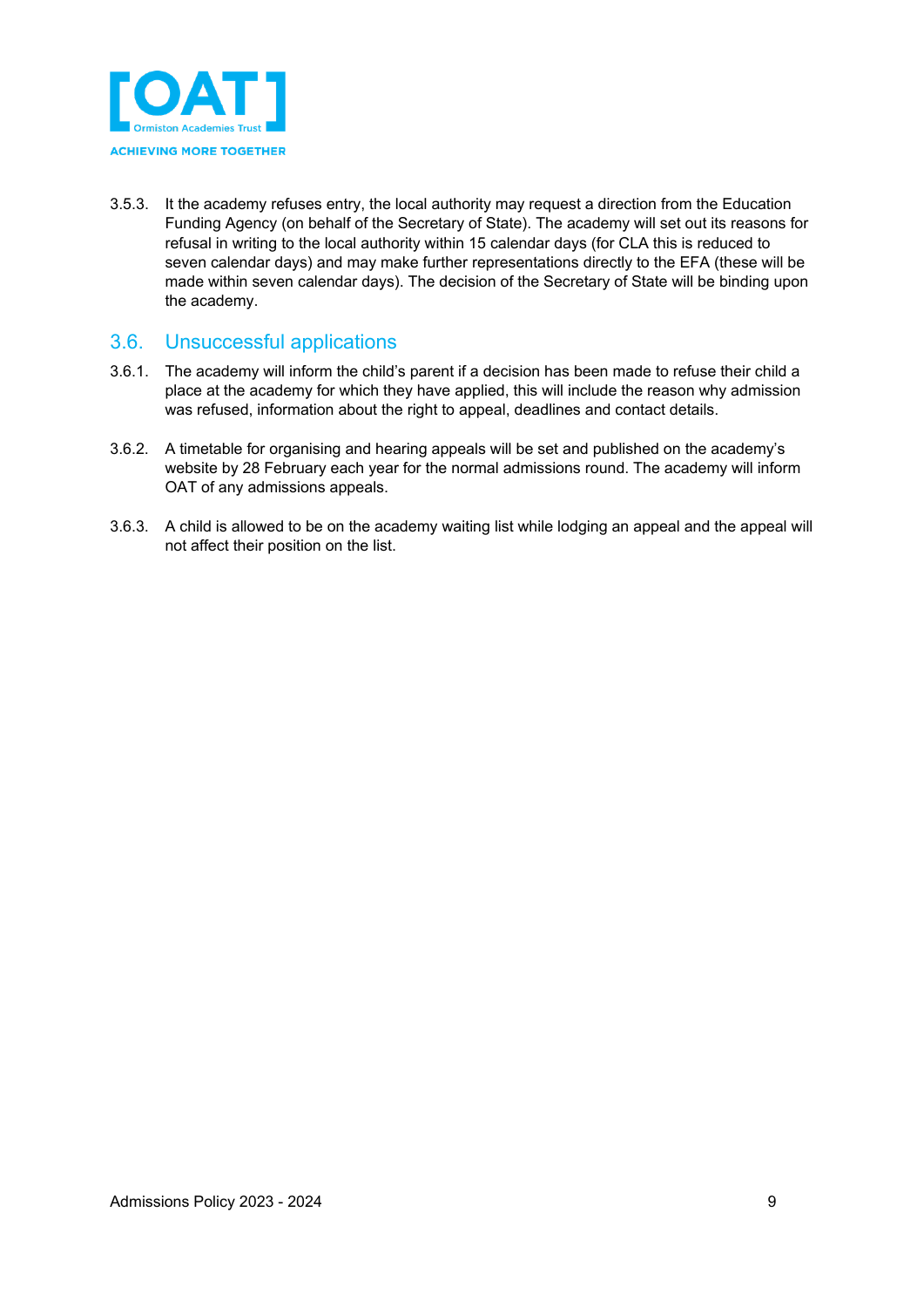3.5.3. It the academy refuses entry, the local authority may request a direction from the Education Funding Agency (on behalf of the Secretary of State). The academy will set out its reasons for refusal in writing to the local authority within 15 calendar days (for CLA this is reduced to seven calendar days) and may make further representations directly to the EFA (these will be made within seven calendar days). The decision of the Secretary of State will be binding upon the academy.

## 3.6. Unsuccessful applications

3.6.1. The academy will inform the child's parent if a decision has been made to refuse their child a place at the academy for which they have applied, this will include the reason why admission was refused, information about the right to appeal, deadlines and contact details.

3.6.2. A timetable for organising and hearing appeals will be set and published on the academy's website by 28 February each year for the normal admissions round. The academy will inform OAT of any admissions appeals.

3.6.3. A child is allowed to be on the academy waiting list while lodging an appeal and the appeal will not affect their position on the list.